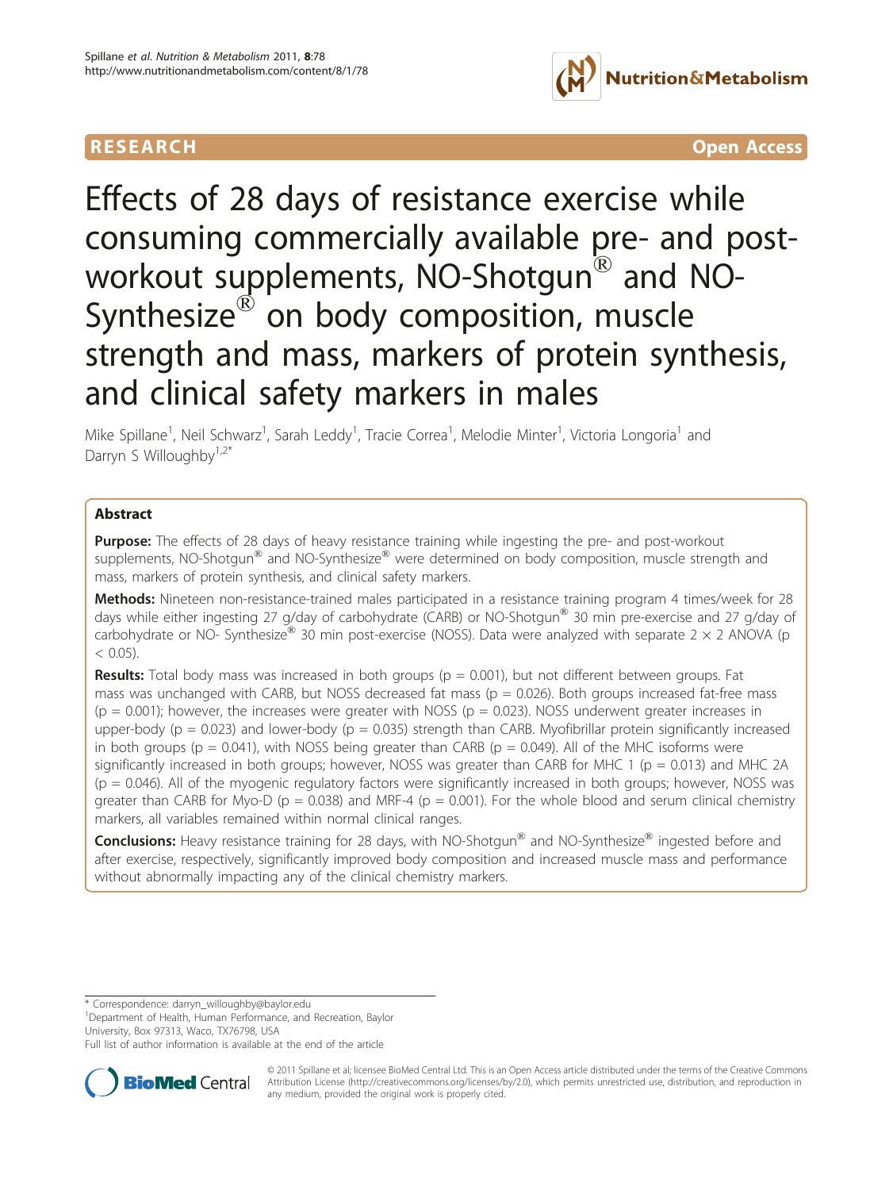**RESEARCH** **Open Access**

# Effects of 28 days of resistance exercise while consuming commercially available pre- and post-workout supplements, NO-Shotgun® and NO-Synthesize® on body composition, muscle strength and mass, markers of protein synthesis, and clinical safety markers in males

Mike Spillane[1], Neil Schwarz[1], Sarah Leddy[1], Tracie Correa[1], Melodie Minter[1], Victoria Longoria[1] and Darryn S Willoughby[1,2*]

## Abstract

**Purpose:** The effects of 28 days of heavy resistance training while ingesting the pre- and post-workout supplements, NO-Shotgun® and NO-Synthesize® were determined on body composition, muscle strength and mass, markers of protein synthesis, and clinical safety markers.

**Methods:** Nineteen non-resistance-trained males participated in a resistance training program 4 times/week for 28 days while either ingesting 27 g/day of carbohydrate (CARB) or NO-Shotgun® 30 min pre-exercise and 27 g/day of carbohydrate or NO- Synthesize® 30 min post-exercise (NOSS). Data were analyzed with separate 2 × 2 ANOVA ($p < 0.05$).

**Results:** Total body mass was increased in both groups ($p = 0.001$), but not different between groups. Fat mass was unchanged with CARB, but NOSS decreased fat mass ($p = 0.026$). Both groups increased fat-free mass ($p = 0.001$); however, the increases were greater with NOSS ($p = 0.023$). NOSS underwent greater increases in upper-body ($p = 0.023$) and lower-body ($p = 0.035$) strength than CARB. Myofibrillar protein significantly increased in both groups ($p = 0.041$), with NOSS being greater than CARB ($p = 0.049$). All of the MHC isoforms were significantly increased in both groups; however, NOSS was greater than CARB for MHC 1 ($p = 0.013$) and MHC 2A ($p = 0.046$). All of the myogenic regulatory factors were significantly increased in both groups; however, NOSS was greater than CARB for Myo-D ($p = 0.038$) and MRF-4 ($p = 0.001$). For the whole blood and serum clinical chemistry markers, all variables remained within normal clinical ranges.

**Conclusions:** Heavy resistance training for 28 days, with NO-Shotgun® and NO-Synthesize® ingested before and after exercise, respectively, significantly improved body composition and increased muscle mass and performance without abnormally impacting any of the clinical chemistry markers.

---

\* Correspondence: darryn_willoughby@baylor.edu
[1]Department of Health, Human Performance, and Recreation, Baylor University, Box 97313, Waco, TX76798, USA
Full list of author information is available at the end of the article

© 2011 Spillane et al; licensee BioMed Central Ltd. This is an Open Access article distributed under the terms of the Creative Commons Attribution License (http://creativecommons.org/licenses/by/2.0), which permits unrestricted use, distribution, and reproduction in any medium, provided the original work is properly cited.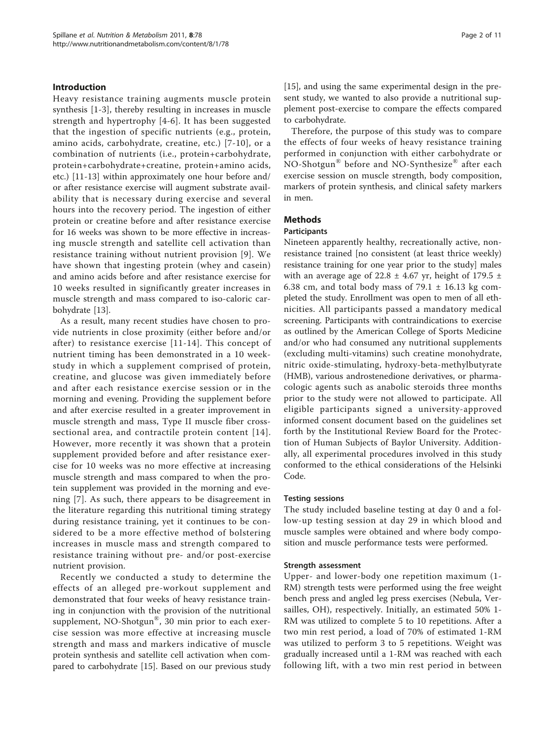## Introduction

Heavy resistance training augments muscle protein synthesis [1-3], thereby resulting in increases in muscle strength and hypertrophy [4-6]. It has been suggested that the ingestion of specific nutrients (e.g., protein, amino acids, carbohydrate, creatine, etc.) [7-10], or a combination of nutrients (i.e., protein+carbohydrate, protein+carbohydrate+creatine, protein+amino acids, etc.) [11-13] within approximately one hour before and/or after resistance exercise will augment substrate availability that is necessary during exercise and several hours into the recovery period. The ingestion of either protein or creatine before and after resistance exercise for 16 weeks was shown to be more effective in increasing muscle strength and satellite cell activation than resistance training without nutrient provision [9]. We have shown that ingesting protein (whey and casein) and amino acids before and after resistance exercise for 10 weeks resulted in significantly greater increases in muscle strength and mass compared to iso-caloric carbohydrate [13].

As a result, many recent studies have chosen to provide nutrients in close proximity (either before and/or after) to resistance exercise [11-14]. This concept of nutrient timing has been demonstrated in a 10 week-study in which a supplement comprised of protein, creatine, and glucose was given immediately before and after each resistance exercise session or in the morning and evening. Providing the supplement before and after exercise resulted in a greater improvement in muscle strength and mass, Type II muscle fiber cross-sectional area, and contractile protein content [14]. However, more recently it was shown that a protein supplement provided before and after resistance exercise for 10 weeks was no more effective at increasing muscle strength and mass compared to when the protein supplement was provided in the morning and evening [7]. As such, there appears to be disagreement in the literature regarding this nutritional timing strategy during resistance training, yet it continues to be considered to be a more effective method of bolstering increases in muscle mass and strength compared to resistance training without pre- and/or post-exercise nutrient provision.

Recently we conducted a study to determine the effects of an alleged pre-workout supplement and demonstrated that four weeks of heavy resistance training in conjunction with the provision of the nutritional supplement, NO-Shotgun®, 30 min prior to each exercise session was more effective at increasing muscle strength and mass and markers indicative of muscle protein synthesis and satellite cell activation when compared to carbohydrate [15]. Based on our previous study [15], and using the same experimental design in the present study, we wanted to also provide a nutritional supplement post-exercise to compare the effects compared to carbohydrate.

Therefore, the purpose of this study was to compare the effects of four weeks of heavy resistance training performed in conjunction with either carbohydrate or NO-Shotgun® before and NO-Synthesize® after each exercise session on muscle strength, body composition, markers of protein synthesis, and clinical safety markers in men.

## Methods

### Participants

Nineteen apparently healthy, recreationally active, non-resistance trained [no consistent (at least thrice weekly) resistance training for one year prior to the study] males with an average age of 22.8 ± 4.67 yr, height of 179.5 ± 6.38 cm, and total body mass of 79.1 ± 16.13 kg completed the study. Enrollment was open to men of all ethnicities. All participants passed a mandatory medical screening. Participants with contraindications to exercise as outlined by the American College of Sports Medicine and/or who had consumed any nutritional supplements (excluding multi-vitamins) such creatine monohydrate, nitric oxide-stimulating, hydroxy-beta-methylbutyrate (HMB), various androstenedione derivatives, or pharmacologic agents such as anabolic steroids three months prior to the study were not allowed to participate. All eligible participants signed a university-approved informed consent document based on the guidelines set forth by the Institutional Review Board for the Protection of Human Subjects of Baylor University. Additionally, all experimental procedures involved in this study conformed to the ethical considerations of the Helsinki Code.

### Testing sessions

The study included baseline testing at day 0 and a follow-up testing session at day 29 in which blood and muscle samples were obtained and where body composition and muscle performance tests were performed.

### Strength assessment

Upper- and lower-body one repetition maximum (1-RM) strength tests were performed using the free weight bench press and angled leg press exercises (Nebula, Versailles, OH), respectively. Initially, an estimated 50% 1-RM was utilized to complete 5 to 10 repetitions. After a two min rest period, a load of 70% of estimated 1-RM was utilized to perform 3 to 5 repetitions. Weight was gradually increased until a 1-RM was reached with each following lift, with a two min rest period in between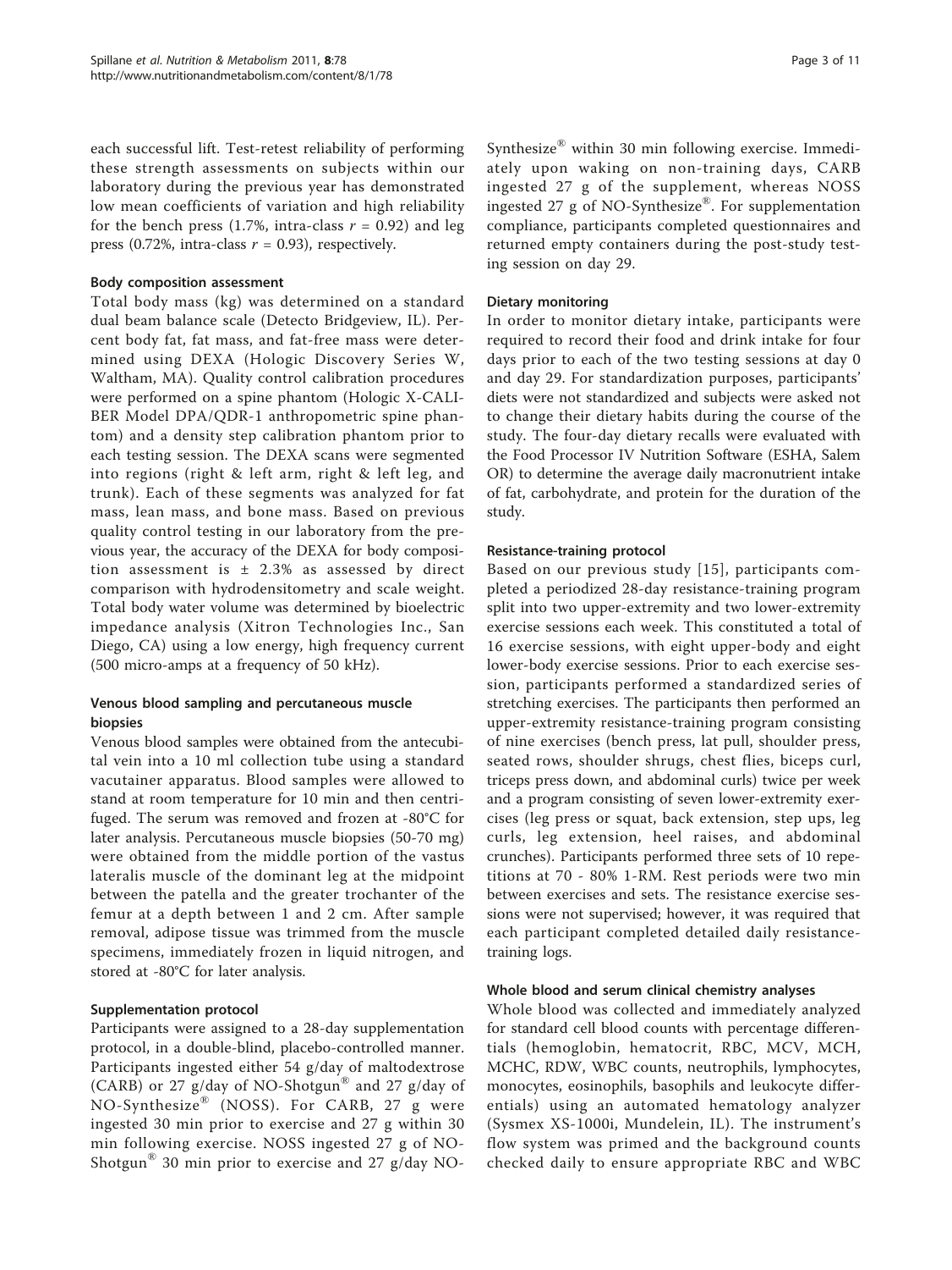each successful lift. Test-retest reliability of performing these strength assessments on subjects within our laboratory during the previous year has demonstrated low mean coefficients of variation and high reliability for the bench press (1.7%, intra-class $r = 0.92$) and leg press (0.72%, intra-class $r = 0.93$), respectively.

### Body composition assessment

Total body mass (kg) was determined on a standard dual beam balance scale (Detecto Bridgeview, IL). Percent body fat, fat mass, and fat-free mass were determined using DEXA (Hologic Discovery Series W, Waltham, MA). Quality control calibration procedures were performed on a spine phantom (Hologic X-CALIBER Model DPA/QDR-1 anthropometric spine phantom) and a density step calibration phantom prior to each testing session. The DEXA scans were segmented into regions (right & left arm, right & left leg, and trunk). Each of these segments was analyzed for fat mass, lean mass, and bone mass. Based on previous quality control testing in our laboratory from the previous year, the accuracy of the DEXA for body composition assessment is ± 2.3% as assessed by direct comparison with hydrodensitometry and scale weight. Total body water volume was determined by bioelectric impedance analysis (Xitron Technologies Inc., San Diego, CA) using a low energy, high frequency current (500 micro-amps at a frequency of 50 kHz).

### Venous blood sampling and percutaneous muscle biopsies

Venous blood samples were obtained from the antecubital vein into a 10 ml collection tube using a standard vacutainer apparatus. Blood samples were allowed to stand at room temperature for 10 min and then centrifuged. The serum was removed and frozen at -80°C for later analysis. Percutaneous muscle biopsies (50-70 mg) were obtained from the middle portion of the vastus lateralis muscle of the dominant leg at the midpoint between the patella and the greater trochanter of the femur at a depth between 1 and 2 cm. After sample removal, adipose tissue was trimmed from the muscle specimens, immediately frozen in liquid nitrogen, and stored at -80°C for later analysis.

### Supplementation protocol

Participants were assigned to a 28-day supplementation protocol, in a double-blind, placebo-controlled manner. Participants ingested either 54 g/day of maltodextrose (CARB) or 27 g/day of NO-Shotgun® and 27 g/day of NO-Synthesize® (NOSS). For CARB, 27 g were ingested 30 min prior to exercise and 27 g within 30 min following exercise. NOSS ingested 27 g of NO-Shotgun® 30 min prior to exercise and 27 g/day NO-Synthesize® within 30 min following exercise. Immediately upon waking on non-training days, CARB ingested 27 g of the supplement, whereas NOSS ingested 27 g of NO-Synthesize®. For supplementation compliance, participants completed questionnaires and returned empty containers during the post-study testing session on day 29.

### Dietary monitoring

In order to monitor dietary intake, participants were required to record their food and drink intake for four days prior to each of the two testing sessions at day 0 and day 29. For standardization purposes, participants' diets were not standardized and subjects were asked not to change their dietary habits during the course of the study. The four-day dietary recalls were evaluated with the Food Processor IV Nutrition Software (ESHA, Salem OR) to determine the average daily macronutrient intake of fat, carbohydrate, and protein for the duration of the study.

### Resistance-training protocol

Based on our previous study [15], participants completed a periodized 28-day resistance-training program split into two upper-extremity and two lower-extremity exercise sessions each week. This constituted a total of 16 exercise sessions, with eight upper-body and eight lower-body exercise sessions. Prior to each exercise session, participants performed a standardized series of stretching exercises. The participants then performed an upper-extremity resistance-training program consisting of nine exercises (bench press, lat pull, shoulder press, seated rows, shoulder shrugs, chest flies, biceps curl, triceps press down, and abdominal curls) twice per week and a program consisting of seven lower-extremity exercises (leg press or squat, back extension, step ups, leg curls, leg extension, heel raises, and abdominal crunches). Participants performed three sets of 10 repetitions at 70 - 80% 1-RM. Rest periods were two min between exercises and sets. The resistance exercise sessions were not supervised; however, it was required that each participant completed detailed daily resistance-training logs.

### Whole blood and serum clinical chemistry analyses

Whole blood was collected and immediately analyzed for standard cell blood counts with percentage differentials (hemoglobin, hematocrit, RBC, MCV, MCH, MCHC, RDW, WBC counts, neutrophils, lymphocytes, monocytes, eosinophils, basophils and leukocyte differentials) using an automated hematology analyzer (Sysmex XS-1000i, Mundelein, IL). The instrument's flow system was primed and the background counts checked daily to ensure appropriate RBC and WBC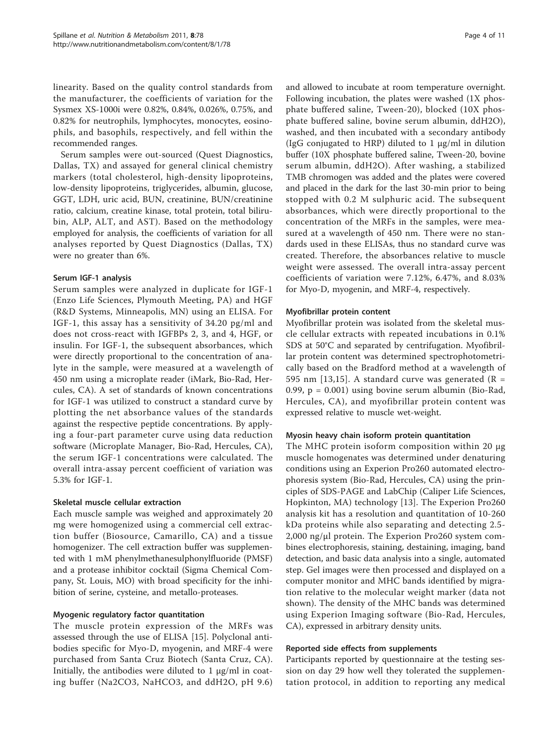linearity. Based on the quality control standards from the manufacturer, the coefficients of variation for the Sysmex XS-1000i were 0.82%, 0.84%, 0.026%, 0.75%, and 0.82% for neutrophils, lymphocytes, monocytes, eosinophils, and basophils, respectively, and fell within the recommended ranges.

Serum samples were out-sourced (Quest Diagnostics, Dallas, TX) and assayed for general clinical chemistry markers (total cholesterol, high-density lipoproteins, low-density lipoproteins, triglycerides, albumin, glucose, GGT, LDH, uric acid, BUN, creatinine, BUN/creatinine ratio, calcium, creatine kinase, total protein, total bilirubin, ALP, ALT, and AST). Based on the methodology employed for analysis, the coefficients of variation for all analyses reported by Quest Diagnostics (Dallas, TX) were no greater than 6%.

#### Serum IGF-1 analysis

Serum samples were analyzed in duplicate for IGF-1 (Enzo Life Sciences, Plymouth Meeting, PA) and HGF (R&D Systems, Minneapolis, MN) using an ELISA. For IGF-1, this assay has a sensitivity of 34.20 pg/ml and does not cross-react with IGFBPs 2, 3, and 4, HGF, or insulin. For IGF-1, the subsequent absorbances, which were directly proportional to the concentration of analyte in the sample, were measured at a wavelength of 450 nm using a microplate reader (iMark, Bio-Rad, Hercules, CA). A set of standards of known concentrations for IGF-1 was utilized to construct a standard curve by plotting the net absorbance values of the standards against the respective peptide concentrations. By applying a four-part parameter curve using data reduction software (Microplate Manager, Bio-Rad, Hercules, CA), the serum IGF-1 concentrations were calculated. The overall intra-assay percent coefficient of variation was 5.3% for IGF-1.

#### Skeletal muscle cellular extraction

Each muscle sample was weighed and approximately 20 mg were homogenized using a commercial cell extraction buffer (Biosource, Camarillo, CA) and a tissue homogenizer. The cell extraction buffer was supplemented with 1 mM phenylmethanesulphonylfluoride (PMSF) and a protease inhibitor cocktail (Sigma Chemical Company, St. Louis, MO) with broad specificity for the inhibition of serine, cysteine, and metallo-proteases.

#### Myogenic regulatory factor quantitation

The muscle protein expression of the MRFs was assessed through the use of ELISA [15]. Polyclonal antibodies specific for Myo-D, myogenin, and MRF-4 were purchased from Santa Cruz Biotech (Santa Cruz, CA). Initially, the antibodies were diluted to 1 μg/ml in coating buffer ($Na_2CO_3$, $NaHCO_3$, and $ddH_2O$, pH 9.6) and allowed to incubate at room temperature overnight. Following incubation, the plates were washed (1X phosphate buffered saline, Tween-20), blocked (10X phosphate buffered saline, bovine serum albumin, $ddH_2O$), washed, and then incubated with a secondary antibody (IgG conjugated to HRP) diluted to 1 μg/ml in dilution buffer (10X phosphate buffered saline, Tween-20, bovine serum albumin, $ddH_2O$). After washing, a stabilized TMB chromogen was added and the plates were covered and placed in the dark for the last 30-min prior to being stopped with 0.2 M sulphuric acid. The subsequent absorbances, which were directly proportional to the concentration of the MRFs in the samples, were measured at a wavelength of 450 nm. There were no standards used in these ELISAs, thus no standard curve was created. Therefore, the absorbances relative to muscle weight were assessed. The overall intra-assay percent coefficients of variation were 7.12%, 6.47%, and 8.03% for Myo-D, myogenin, and MRF-4, respectively.

#### Myofibrillar protein content

Myofibrillar protein was isolated from the skeletal muscle cellular extracts with repeated incubations in 0.1% SDS at 50°C and separated by centrifugation. Myofibrillar protein content was determined spectrophotometrically based on the Bradford method at a wavelength of 595 nm [13,15]. A standard curve was generated ($R = 0.99$, $p = 0.001$) using bovine serum albumin (Bio-Rad, Hercules, CA), and myofibrillar protein content was expressed relative to muscle wet-weight.

#### Myosin heavy chain isoform protein quantitation

The MHC protein isoform composition within 20 μg muscle homogenates was determined under denaturing conditions using an Experion Pro260 automated electrophoresis system (Bio-Rad, Hercules, CA) using the principles of SDS-PAGE and LabChip (Caliper Life Sciences, Hopkinton, MA) technology [13]. The Experion Pro260 analysis kit has a resolution and quantitation of 10-260 kDa proteins while also separating and detecting 2.5-2,000 ng/μl protein. The Experion Pro260 system combines electrophoresis, staining, destaining, imaging, band detection, and basic data analysis into a single, automated step. Gel images were then processed and displayed on a computer monitor and MHC bands identified by migration relative to the molecular weight marker (data not shown). The density of the MHC bands was determined using Experion Imaging software (Bio-Rad, Hercules, CA), expressed in arbitrary density units.

#### Reported side effects from supplements

Participants reported by questionnaire at the testing session on day 29 how well they tolerated the supplementation protocol, in addition to reporting any medical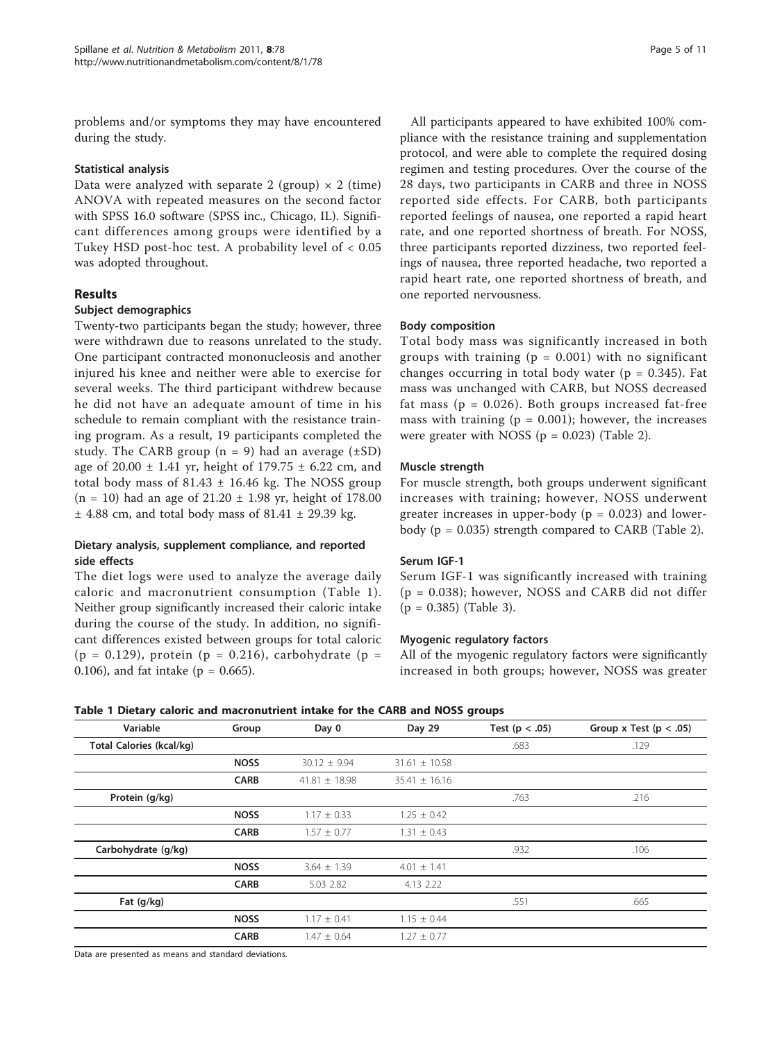problems and/or symptoms they may have encountered during the study.

### Statistical analysis

Data were analyzed with separate 2 (group) × 2 (time) ANOVA with repeated measures on the second factor with SPSS 16.0 software (SPSS inc., Chicago, IL). Significant differences among groups were identified by a Tukey HSD post-hoc test. A probability level of < 0.05 was adopted throughout.

## Results

### Subject demographics

Twenty-two participants began the study; however, three were withdrawn due to reasons unrelated to the study. One participant contracted mononucleosis and another injured his knee and neither were able to exercise for several weeks. The third participant withdrew because he did not have an adequate amount of time in his schedule to remain compliant with the resistance training program. As a result, 19 participants completed the study. The CARB group (n = 9) had an average (±SD) age of 20.00 ± 1.41 yr, height of 179.75 ± 6.22 cm, and total body mass of 81.43 ± 16.46 kg. The NOSS group (n = 10) had an age of 21.20 ± 1.98 yr, height of 178.00 ± 4.88 cm, and total body mass of 81.41 ± 29.39 kg.

### Dietary analysis, supplement compliance, and reported side effects

The diet logs were used to analyze the average daily caloric and macronutrient consumption (Table 1). Neither group significantly increased their caloric intake during the course of the study. In addition, no significant differences existed between groups for total caloric ($p = 0.129$), protein ($p = 0.216$), carbohydrate ($p = 0.106$), and fat intake ($p = 0.665$).

All participants appeared to have exhibited 100% compliance with the resistance training and supplementation protocol, and were able to complete the required dosing regimen and testing procedures. Over the course of the 28 days, two participants in CARB and three in NOSS reported side effects. For CARB, both participants reported feelings of nausea, one reported a rapid heart rate, and one reported shortness of breath. For NOSS, three participants reported dizziness, two reported feelings of nausea, three reported headache, two reported a rapid heart rate, one reported shortness of breath, and one reported nervousness.

### Body composition

Total body mass was significantly increased in both groups with training ($p = 0.001$) with no significant changes occurring in total body water ($p = 0.345$). Fat mass was unchanged with CARB, but NOSS decreased fat mass ($p = 0.026$). Both groups increased fat-free mass with training ($p = 0.001$); however, the increases were greater with NOSS ($p = 0.023$) (Table 2).

### Muscle strength

For muscle strength, both groups underwent significant increases with training; however, NOSS underwent greater increases in upper-body ($p = 0.023$) and lower-body ($p = 0.035$) strength compared to CARB (Table 2).

### Serum IGF-1

Serum IGF-1 was significantly increased with training ($p = 0.038$); however, NOSS and CARB did not differ ($p = 0.385$) (Table 3).

### Myogenic regulatory factors

All of the myogenic regulatory factors were significantly increased in both groups; however, NOSS was greater

**Table 1 Dietary caloric and macronutrient intake for the CARB and NOSS groups**

| Variable | Group | Day 0 | Day 29 | Test (p < .05) | Group x Test (p < .05) |
|---|---|---|---|---|---|
| **Total Calories (kcal/kg)** | | | | .683 | .129 |
| | **NOSS** | 30.12 ± 9.94 | 31.61 ± 10.58 | | |
| | **CARB** | 41.81 ± 18.98 | 35.41 ± 16.16 | | |
| **Protein (g/kg)** | | | | .763 | .216 |
| | **NOSS** | 1.17 ± 0.33 | 1.25 ± 0.42 | | |
| | **CARB** | 1.57 ± 0.77 | 1.31 ± 0.43 | | |
| **Carbohydrate (g/kg)** | | | | .932 | .106 |
| | **NOSS** | 3.64 ± 1.39 | 4.01 ± 1.41 | | |
| | **CARB** | 5.03 2.82 | 4.13 2.22 | | |
| **Fat (g/kg)** | | | | .551 | .665 |
| | **NOSS** | 1.17 ± 0.41 | 1.15 ± 0.44 | | |
| | **CARB** | 1.47 ± 0.64 | 1.27 ± 0.77 | | |

Data are presented as means and standard deviations.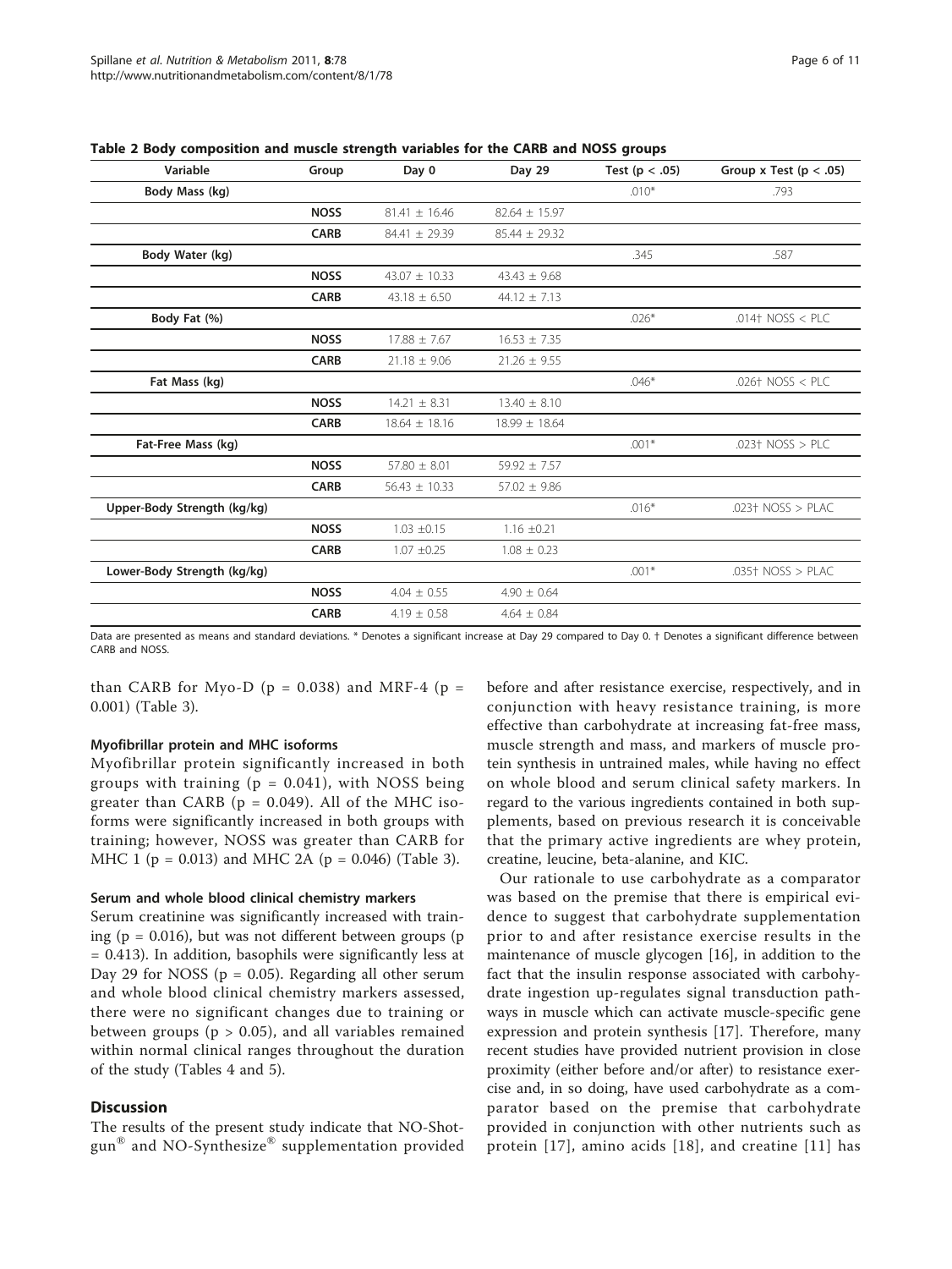**Table 2 Body composition and muscle strength variables for the CARB and NOSS groups**

| Variable | Group | Day 0 | Day 29 | Test (p < .05) | Group x Test (p < .05) |
|---|---|---|---|---|---|
| **Body Mass (kg)** | | | | .010* | .793 |
| | **NOSS** | 81.41 ± 16.46 | 82.64 ± 15.97 | | |
| | **CARB** | 84.41 ± 29.39 | 85.44 ± 29.32 | | |
| **Body Water (kg)** | | | | .345 | .587 |
| | **NOSS** | 43.07 ± 10.33 | 43.43 ± 9.68 | | |
| | **CARB** | 43.18 ± 6.50 | 44.12 ± 7.13 | | |
| **Body Fat (%)** | | | | .026* | .014† NOSS < PLC |
| | **NOSS** | 17.88 ± 7.67 | 16.53 ± 7.35 | | |
| | **CARB** | 21.18 ± 9.06 | 21.26 ± 9.55 | | |
| **Fat Mass (kg)** | | | | .046* | .026† NOSS < PLC |
| | **NOSS** | 14.21 ± 8.31 | 13.40 ± 8.10 | | |
| | **CARB** | 18.64 ± 18.16 | 18.99 ± 18.64 | | |
| **Fat-Free Mass (kg)** | | | | .001* | .023† NOSS > PLC |
| | **NOSS** | 57.80 ± 8.01 | 59.92 ± 7.57 | | |
| | **CARB** | 56.43 ± 10.33 | 57.02 ± 9.86 | | |
| **Upper-Body Strength (kg/kg)** | | | | .016* | .023† NOSS > PLAC |
| | **NOSS** | 1.03 ±0.15 | 1.16 ±0.21 | | |
| | **CARB** | 1.07 ±0.25 | 1.08 ± 0.23 | | |
| **Lower-Body Strength (kg/kg)** | | | | .001* | .035† NOSS > PLAC |
| | **NOSS** | 4.04 ± 0.55 | 4.90 ± 0.64 | | |
| | **CARB** | 4.19 ± 0.58 | 4.64 ± 0.84 | | |

Data are presented as means and standard deviations. * Denotes a significant increase at Day 29 compared to Day 0. † Denotes a significant difference between CARB and NOSS.

than CARB for Myo-D ($p = 0.038$) and MRF-4 ($p = 0.001$) (Table 3).

#### Myofibrillar protein and MHC isoforms

Myofibrillar protein significantly increased in both groups with training ($p = 0.041$), with NOSS being greater than CARB ($p = 0.049$). All of the MHC isoforms were significantly increased in both groups with training; however, NOSS was greater than CARB for MHC 1 ($p = 0.013$) and MHC 2A ($p = 0.046$) (Table 3).

#### Serum and whole blood clinical chemistry markers

Serum creatinine was significantly increased with training ($p = 0.016$), but was not different between groups ($p = 0.413$). In addition, basophils were significantly less at Day 29 for NOSS ($p = 0.05$). Regarding all other serum and whole blood clinical chemistry markers assessed, there were no significant changes due to training or between groups ($p > 0.05$), and all variables remained within normal clinical ranges throughout the duration of the study (Tables 4 and 5).

## Discussion

The results of the present study indicate that NO-Shotgun® and NO-Synthesize® supplementation provided before and after resistance exercise, respectively, and in conjunction with heavy resistance training, is more effective than carbohydrate at increasing fat-free mass, muscle strength and mass, and markers of muscle protein synthesis in untrained males, while having no effect on whole blood and serum clinical safety markers. In regard to the various ingredients contained in both supplements, based on previous research it is conceivable that the primary active ingredients are whey protein, creatine, leucine, beta-alanine, and KIC.

Our rationale to use carbohydrate as a comparator was based on the premise that there is empirical evidence to suggest that carbohydrate supplementation prior to and after resistance exercise results in the maintenance of muscle glycogen [16], in addition to the fact that the insulin response associated with carbohydrate ingestion up-regulates signal transduction pathways in muscle which can activate muscle-specific gene expression and protein synthesis [17]. Therefore, many recent studies have provided nutrient provision in close proximity (either before and/or after) to resistance exercise and, in so doing, have used carbohydrate as a comparator based on the premise that carbohydrate provided in conjunction with other nutrients such as protein [17], amino acids [18], and creatine [11] has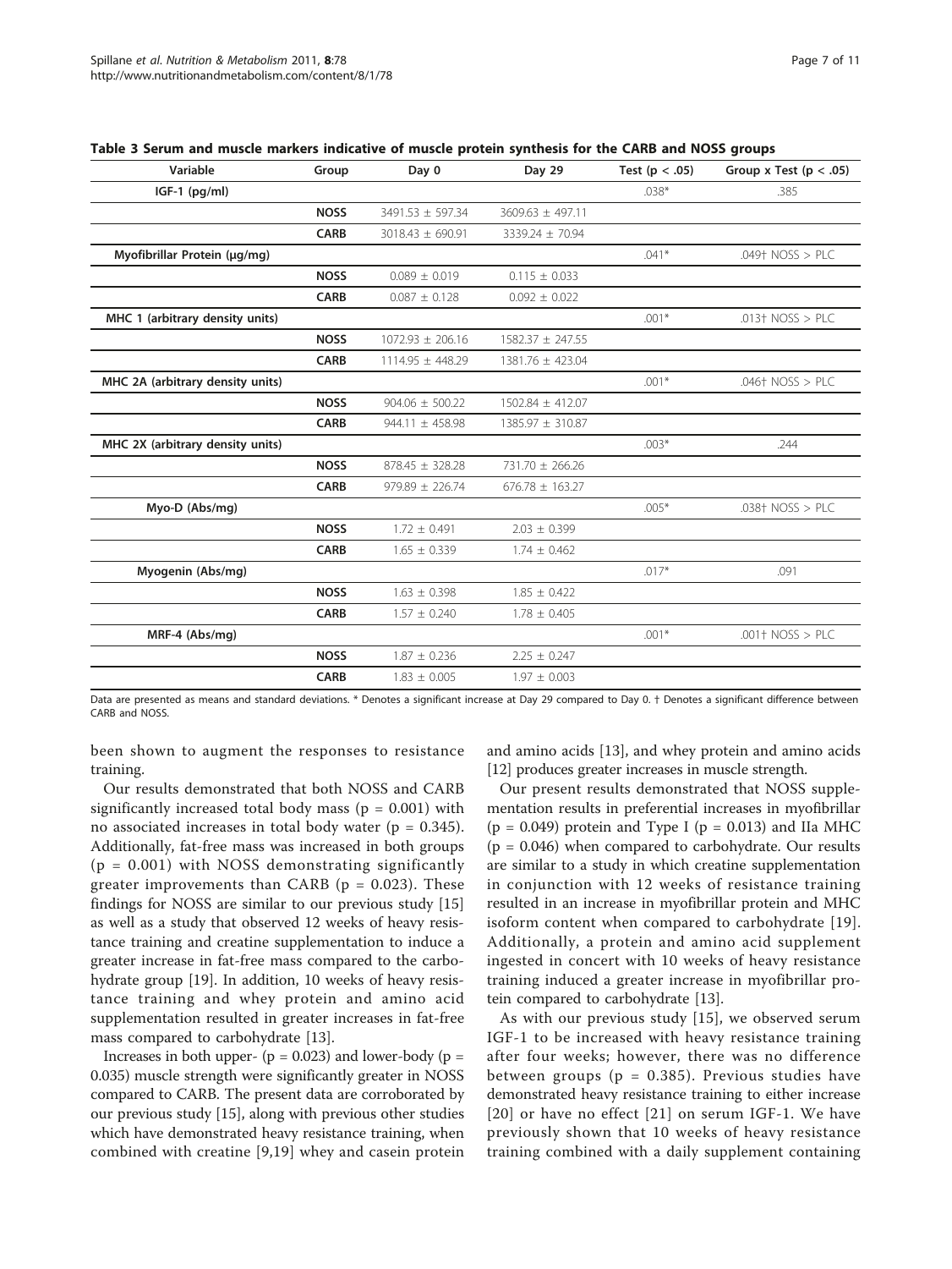**Table 3 Serum and muscle markers indicative of muscle protein synthesis for the CARB and NOSS groups**

| Variable | Group | Day 0 | Day 29 | Test (p < .05) | Group x Test (p < .05) |
|---|---|---|---|---|---|
| IGF-1 (pg/ml) | | | | .038* | .385 |
| | NOSS | 3491.53 ± 597.34 | 3609.63 ± 497.11 | | |
| | CARB | 3018.43 ± 690.91 | 3339.24 ± 70.94 | | |
| Myofibrillar Protein (μg/mg) | | | | .041* | .049† NOSS > PLC |
| | NOSS | 0.089 ± 0.019 | 0.115 ± 0.033 | | |
| | CARB | 0.087 ± 0.128 | 0.092 ± 0.022 | | |
| MHC 1 (arbitrary density units) | | | | .001* | .013† NOSS > PLC |
| | NOSS | 1072.93 ± 206.16 | 1582.37 ± 247.55 | | |
| | CARB | 1114.95 ± 448.29 | 1381.76 ± 423.04 | | |
| MHC 2A (arbitrary density units) | | | | .001* | .046† NOSS > PLC |
| | NOSS | 904.06 ± 500.22 | 1502.84 ± 412.07 | | |
| | CARB | 944.11 ± 458.98 | 1385.97 ± 310.87 | | |
| MHC 2X (arbitrary density units) | | | | .003* | .244 |
| | NOSS | 878.45 ± 328.28 | 731.70 ± 266.26 | | |
| | CARB | 979.89 ± 226.74 | 676.78 ± 163.27 | | |
| Myo-D (Abs/mg) | | | | .005* | .038† NOSS > PLC |
| | NOSS | 1.72 ± 0.491 | 2.03 ± 0.399 | | |
| | CARB | 1.65 ± 0.339 | 1.74 ± 0.462 | | |
| Myogenin (Abs/mg) | | | | .017* | .091 |
| | NOSS | 1.63 ± 0.398 | 1.85 ± 0.422 | | |
| | CARB | 1.57 ± 0.240 | 1.78 ± 0.405 | | |
| MRF-4 (Abs/mg) | | | | .001* | .001† NOSS > PLC |
| | NOSS | 1.87 ± 0.236 | 2.25 ± 0.247 | | |
| | CARB | 1.83 ± 0.005 | 1.97 ± 0.003 | | |

Data are presented as means and standard deviations. * Denotes a significant increase at Day 29 compared to Day 0. † Denotes a significant difference between CARB and NOSS.

been shown to augment the responses to resistance training.

Our results demonstrated that both NOSS and CARB significantly increased total body mass ($p = 0.001$) with no associated increases in total body water ($p = 0.345$). Additionally, fat-free mass was increased in both groups ($p = 0.001$) with NOSS demonstrating significantly greater improvements than CARB ($p = 0.023$). These findings for NOSS are similar to our previous study [15] as well as a study that observed 12 weeks of heavy resistance training and creatine supplementation to induce a greater increase in fat-free mass compared to the carbohydrate group [19]. In addition, 10 weeks of heavy resistance training and whey protein and amino acid supplementation resulted in greater increases in fat-free mass compared to carbohydrate [13].

Increases in both upper- ($p = 0.023$) and lower-body ($p = 0.035$) muscle strength were significantly greater in NOSS compared to CARB. The present data are corroborated by our previous study [15], along with previous other studies which have demonstrated heavy resistance training, when combined with creatine [9,19] whey and casein protein and amino acids [13], and whey protein and amino acids [12] produces greater increases in muscle strength.

Our present results demonstrated that NOSS supplementation results in preferential increases in myofibrillar ($p = 0.049$) protein and Type I ($p = 0.013$) and IIa MHC ($p = 0.046$) when compared to carbohydrate. Our results are similar to a study in which creatine supplementation in conjunction with 12 weeks of resistance training resulted in an increase in myofibrillar protein and MHC isoform content when compared to carbohydrate [19]. Additionally, a protein and amino acid supplement ingested in concert with 10 weeks of heavy resistance training induced a greater increase in myofibrillar protein compared to carbohydrate [13].

As with our previous study [15], we observed serum IGF-1 to be increased with heavy resistance training after four weeks; however, there was no difference between groups ($p = 0.385$). Previous studies have demonstrated heavy resistance training to either increase [20] or have no effect [21] on serum IGF-1. We have previously shown that 10 weeks of heavy resistance training combined with a daily supplement containing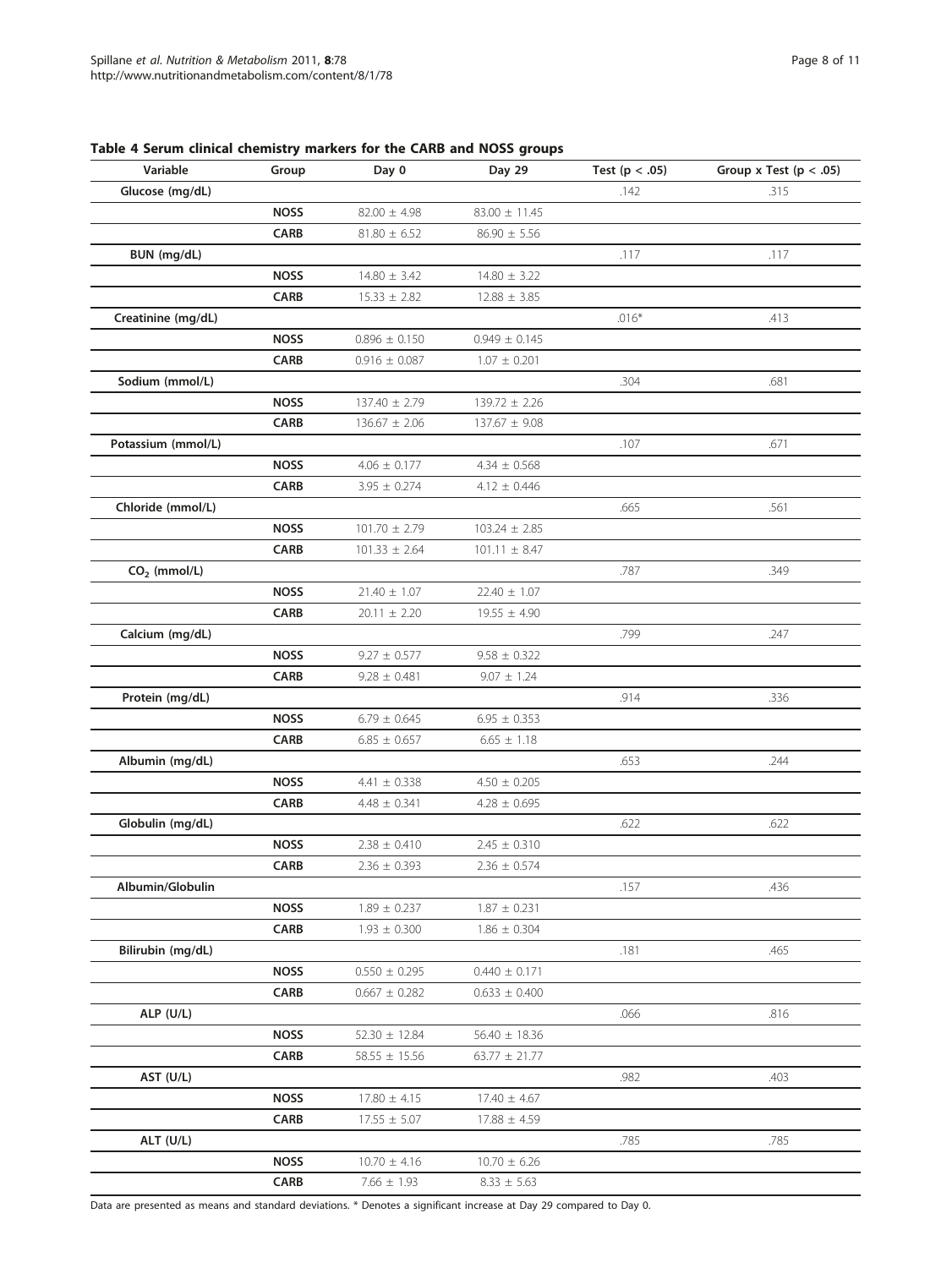**Table 4 Serum clinical chemistry markers for the CARB and NOSS groups**

| Variable | Group | Day 0 | Day 29 | Test ($p < .05$) | Group x Test ($p < .05$) |
|---|---|---|---|---|---|
| Glucose (mg/dL) | | | | .142 | .315 |
| | **NOSS** | 82.00 ± 4.98 | 83.00 ± 11.45 | | |
| | **CARB** | 81.80 ± 6.52 | 86.90 ± 5.56 | | |
| BUN (mg/dL) | | | | .117 | .117 |
| | **NOSS** | 14.80 ± 3.42 | 14.80 ± 3.22 | | |
| | **CARB** | 15.33 ± 2.82 | 12.88 ± 3.85 | | |
| Creatinine (mg/dL) | | | | .016* | .413 |
| | **NOSS** | 0.896 ± 0.150 | 0.949 ± 0.145 | | |
| | **CARB** | 0.916 ± 0.087 | 1.07 ± 0.201 | | |
| Sodium (mmol/L) | | | | .304 | .681 |
| | **NOSS** | 137.40 ± 2.79 | 139.72 ± 2.26 | | |
| | **CARB** | 136.67 ± 2.06 | 137.67 ± 9.08 | | |
| Potassium (mmol/L) | | | | .107 | .671 |
| | **NOSS** | 4.06 ± 0.177 | 4.34 ± 0.568 | | |
| | **CARB** | 3.95 ± 0.274 | 4.12 ± 0.446 | | |
| Chloride (mmol/L) | | | | .665 | .561 |
| | **NOSS** | 101.70 ± 2.79 | 103.24 ± 2.85 | | |
| | **CARB** | 101.33 ± 2.64 | 101.11 ± 8.47 | | |
| $CO_2$ (mmol/L) | | | | .787 | .349 |
| | **NOSS** | 21.40 ± 1.07 | 22.40 ± 1.07 | | |
| | **CARB** | 20.11 ± 2.20 | 19.55 ± 4.90 | | |
| Calcium (mg/dL) | | | | .799 | .247 |
| | **NOSS** | 9.27 ± 0.577 | 9.58 ± 0.322 | | |
| | **CARB** | 9.28 ± 0.481 | 9.07 ± 1.24 | | |
| Protein (mg/dL) | | | | .914 | .336 |
| | **NOSS** | 6.79 ± 0.645 | 6.95 ± 0.353 | | |
| | **CARB** | 6.85 ± 0.657 | 6.65 ± 1.18 | | |
| Albumin (mg/dL) | | | | .653 | .244 |
| | **NOSS** | 4.41 ± 0.338 | 4.50 ± 0.205 | | |
| | **CARB** | 4.48 ± 0.341 | 4.28 ± 0.695 | | |
| Globulin (mg/dL) | | | | .622 | .622 |
| | **NOSS** | 2.38 ± 0.410 | 2.45 ± 0.310 | | |
| | **CARB** | 2.36 ± 0.393 | 2.36 ± 0.574 | | |
| Albumin/Globulin | | | | .157 | .436 |
| | **NOSS** | 1.89 ± 0.237 | 1.87 ± 0.231 | | |
| | **CARB** | 1.93 ± 0.300 | 1.86 ± 0.304 | | |
| Bilirubin (mg/dL) | | | | .181 | .465 |
| | **NOSS** | 0.550 ± 0.295 | 0.440 ± 0.171 | | |
| | **CARB** | 0.667 ± 0.282 | 0.633 ± 0.400 | | |
| ALP (U/L) | | | | .066 | .816 |
| | **NOSS** | 52.30 ± 12.84 | 56.40 ± 18.36 | | |
| | **CARB** | 58.55 ± 15.56 | 63.77 ± 21.77 | | |
| AST (U/L) | | | | .982 | .403 |
| | **NOSS** | 17.80 ± 4.15 | 17.40 ± 4.67 | | |
| | **CARB** | 17.55 ± 5.07 | 17.88 ± 4.59 | | |
| ALT (U/L) | | | | .785 | .785 |
| | **NOSS** | 10.70 ± 4.16 | 10.70 ± 6.26 | | |
| | **CARB** | 7.66 ± 1.93 | 8.33 ± 5.63 | | |

Data are presented as means and standard deviations. * Denotes a significant increase at Day 29 compared to Day 0.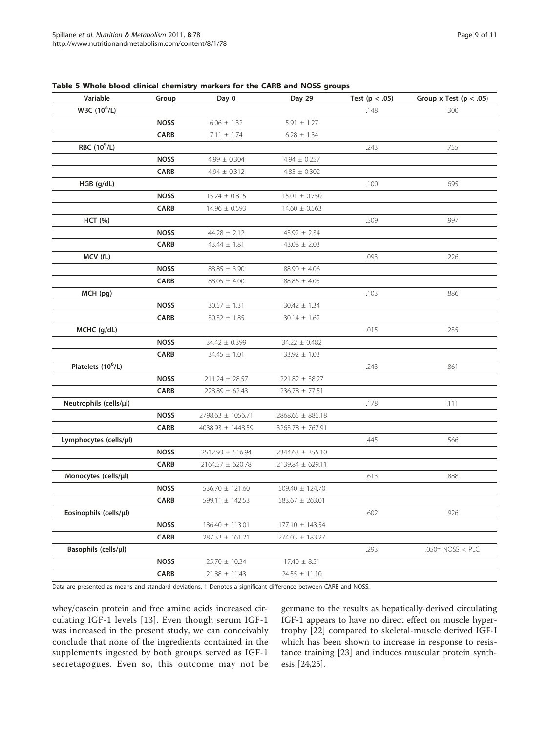**Table 5 Whole blood clinical chemistry markers for the CARB and NOSS groups**

| Variable | Group | Day 0 | Day 29 | Test (p < .05) | Group x Test (p < .05) |
|---|---|---|---|---|---|
| WBC ($10^6$/L) | | | | .148 | .300 |
| | NOSS | 6.06 ± 1.32 | 5.91 ± 1.27 | | |
| | CARB | 7.11 ± 1.74 | 6.28 ± 1.34 | | |
| RBC ($10^9$/L) | | | | .243 | .755 |
| | NOSS | 4.99 ± 0.304 | 4.94 ± 0.257 | | |
| | CARB | 4.94 ± 0.312 | 4.85 ± 0.302 | | |
| HGB (g/dL) | | | | .100 | .695 |
| | NOSS | 15.24 ± 0.815 | 15.01 ± 0.750 | | |
| | CARB | 14.96 ± 0.593 | 14.60 ± 0.563 | | |
| HCT (%) | | | | .509 | .997 |
| | NOSS | 44.28 ± 2.12 | 43.92 ± 2.34 | | |
| | CARB | 43.44 ± 1.81 | 43.08 ± 2.03 | | |
| MCV (fL) | | | | .093 | .226 |
| | NOSS | 88.85 ± 3.90 | 88.90 ± 4.06 | | |
| | CARB | 88.05 ± 4.00 | 88.86 ± 4.05 | | |
| MCH (pg) | | | | .103 | .886 |
| | NOSS | 30.57 ± 1.31 | 30.42 ± 1.34 | | |
| | CARB | 30.32 ± 1.85 | 30.14 ± 1.62 | | |
| MCHC (g/dL) | | | | .015 | .235 |
| | NOSS | 34.42 ± 0.399 | 34.22 ± 0.482 | | |
| | CARB | 34.45 ± 1.01 | 33.92 ± 1.03 | | |
| Platelets ($10^6$/L) | | | | .243 | .861 |
| | NOSS | 211.24 ± 28.57 | 221.82 ± 38.27 | | |
| | CARB | 228.89 ± 62.43 | 236.78 ± 77.51 | | |
| Neutrophils (cells/µl) | | | | .178 | .111 |
| | NOSS | 2798.63 ± 1056.71 | 2868.65 ± 886.18 | | |
| | CARB | 4038.93 ± 1448.59 | 3263.78 ± 767.91 | | |
| Lymphocytes (cells/µl) | | | | .445 | .566 |
| | NOSS | 2512.93 ± 516.94 | 2344.63 ± 355.10 | | |
| | CARB | 2164.57 ± 620.78 | 2139.84 ± 629.11 | | |
| Monocytes (cells/µl) | | | | .613 | .888 |
| | NOSS | 536.70 ± 121.60 | 509.40 ± 124.70 | | |
| | CARB | 599.11 ± 142.53 | 583.67 ± 263.01 | | |
| Eosinophils (cells/µl) | | | | .602 | .926 |
| | NOSS | 186.40 ± 113.01 | 177.10 ± 143.54 | | |
| | CARB | 287.33 ± 161.21 | 274.03 ± 183.27 | | |
| Basophils (cells/µl) | | | | .293 | .050† NOSS < PLC |
| | NOSS | 25.70 ± 10.34 | 17.40 ± 8.51 | | |
| | CARB | 21.88 ± 11.43 | 24.55 ± 11.10 | | |

Data are presented as means and standard deviations. † Denotes a significant difference between CARB and NOSS.

whey/casein protein and free amino acids increased circulating IGF-1 levels [13]. Even though serum IGF-1 was increased in the present study, we can conceivably conclude that none of the ingredients contained in the supplements ingested by both groups served as IGF-1 secretagogues. Even so, this outcome may not be germane to the results as hepatically-derived circulating IGF-1 appears to have no direct effect on muscle hypertrophy [22] compared to skeletal-muscle derived IGF-I which has been shown to increase in response to resistance training [23] and induces muscular protein synthesis [24,25].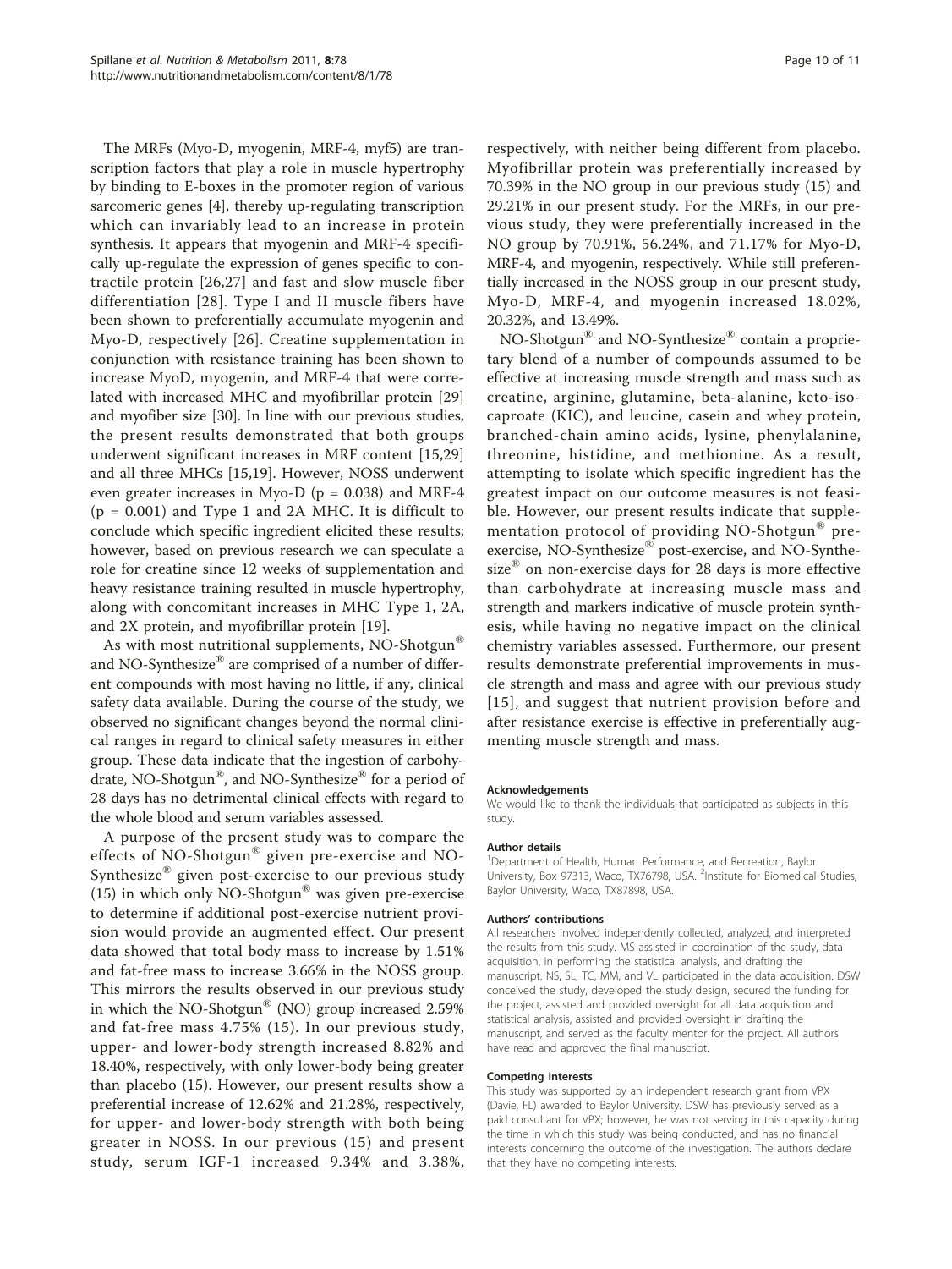The MRFs (Myo-D, myogenin, MRF-4, myf5) are transcription factors that play a role in muscle hypertrophy by binding to E-boxes in the promoter region of various sarcomeric genes [4], thereby up-regulating transcription which can invariably lead to an increase in protein synthesis. It appears that myogenin and MRF-4 specifically up-regulate the expression of genes specific to contractile protein [26,27] and fast and slow muscle fiber differentiation [28]. Type I and II muscle fibers have been shown to preferentially accumulate myogenin and Myo-D, respectively [26]. Creatine supplementation in conjunction with resistance training has been shown to increase MyoD, myogenin, and MRF-4 that were correlated with increased MHC and myofibrillar protein [29] and myofiber size [30]. In line with our previous studies, the present results demonstrated that both groups underwent significant increases in MRF content [15,29] and all three MHCs [15,19]. However, NOSS underwent even greater increases in Myo-D ($p = 0.038$) and MRF-4 ($p = 0.001$) and Type 1 and 2A MHC. It is difficult to conclude which specific ingredient elicited these results; however, based on previous research we can speculate a role for creatine since 12 weeks of supplementation and heavy resistance training resulted in muscle hypertrophy, along with concomitant increases in MHC Type 1, 2A, and 2X protein, and myofibrillar protein [19].

As with most nutritional supplements, NO-Shotgun® and NO-Synthesize® are comprised of a number of different compounds with most having no little, if any, clinical safety data available. During the course of the study, we observed no significant changes beyond the normal clinical ranges in regard to clinical safety measures in either group. These data indicate that the ingestion of carbohydrate, NO-Shotgun®, and NO-Synthesize® for a period of 28 days has no detrimental clinical effects with regard to the whole blood and serum variables assessed.

A purpose of the present study was to compare the effects of NO-Shotgun® given pre-exercise and NO-Synthesize® given post-exercise to our previous study (15) in which only NO-Shotgun® was given pre-exercise to determine if additional post-exercise nutrient provision would provide an augmented effect. Our present data showed that total body mass to increase by 1.51% and fat-free mass to increase 3.66% in the NOSS group. This mirrors the results observed in our previous study in which the NO-Shotgun® (NO) group increased 2.59% and fat-free mass 4.75% (15). In our previous study, upper- and lower-body strength increased 8.82% and 18.40%, respectively, with only lower-body being greater than placebo (15). However, our present results show a preferential increase of 12.62% and 21.28%, respectively, for upper- and lower-body strength with both being greater in NOSS. In our previous (15) and present study, serum IGF-1 increased 9.34% and 3.38%, respectively, with neither being different from placebo. Myofibrillar protein was preferentially increased by 70.39% in the NO group in our previous study (15) and 29.21% in our present study. For the MRFs, in our previous study, they were preferentially increased in the NO group by 70.91%, 56.24%, and 71.17% for Myo-D, MRF-4, and myogenin, respectively. While still preferentially increased in the NOSS group in our present study, Myo-D, MRF-4, and myogenin increased 18.02%, 20.32%, and 13.49%.

NO-Shotgun® and NO-Synthesize® contain a proprietary blend of a number of compounds assumed to be effective at increasing muscle strength and mass such as creatine, arginine, glutamine, beta-alanine, keto-isocaproate (KIC), and leucine, casein and whey protein, branched-chain amino acids, lysine, phenylalanine, threonine, histidine, and methionine. As a result, attempting to isolate which specific ingredient has the greatest impact on our outcome measures is not feasible. However, our present results indicate that supplementation protocol of providing NO-Shotgun® pre-exercise, NO-Synthesize® post-exercise, and NO-Synthesize® on non-exercise days for 28 days is more effective than carbohydrate at increasing muscle mass and strength and markers indicative of muscle protein synthesis, while having no negative impact on the clinical chemistry variables assessed. Furthermore, our present results demonstrate preferential improvements in muscle strength and mass and agree with our previous study [15], and suggest that nutrient provision before and after resistance exercise is effective in preferentially augmenting muscle strength and mass.

#### Acknowledgements

We would like to thank the individuals that participated as subjects in this study.

#### Author details

[1]Department of Health, Human Performance, and Recreation, Baylor University, Box 97313, Waco, TX76798, USA. [2]Institute for Biomedical Studies, Baylor University, Waco, TX87898, USA.

#### Authors' contributions

All researchers involved independently collected, analyzed, and interpreted the results from this study. MS assisted in coordination of the study, data acquisition, in performing the statistical analysis, and drafting the manuscript. NS, SL, TC, MM, and VL participated in the data acquisition. DSW conceived the study, developed the study design, secured the funding for the project, assisted and provided oversight for all data acquisition and statistical analysis, assisted and provided oversight in drafting the manuscript, and served as the faculty mentor for the project. All authors have read and approved the final manuscript.

#### Competing interests

This study was supported by an independent research grant from VPX (Davie, FL) awarded to Baylor University. DSW has previously served as a paid consultant for VPX; however, he was not serving in this capacity during the time in which this study was being conducted, and has no financial interests concerning the outcome of the investigation. The authors declare that they have no competing interests.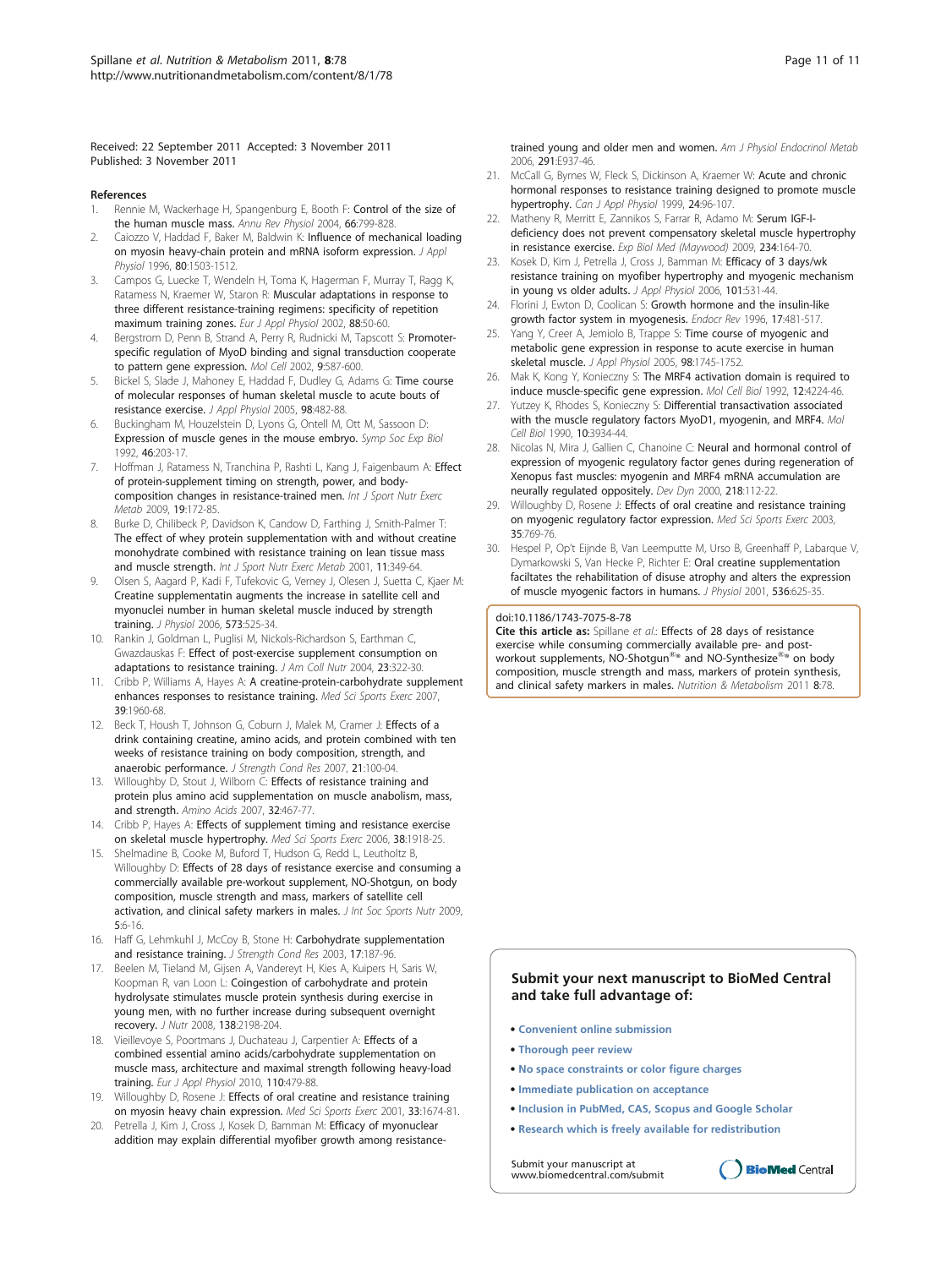Received: 22 September 2011 Accepted: 3 November 2011
Published: 3 November 2011

## References

1. Rennie M, Wackerhage H, Spangenburg E, Booth F: **Control of the size of the human muscle mass.** *Annu Rev Physiol* 2004, **66**:799-828.
2. Caiozzo V, Haddad F, Baker M, Baldwin K: **Influence of mechanical loading on myosin heavy-chain protein and mRNA isoform expression.** *J Appl Physiol* 1996, **80**:1503-1512.
3. Campos G, Luecke T, Wendeln H, Toma K, Hagerman F, Murray T, Ragg K, Ratamess N, Kraemer W, Staron R: **Muscular adaptations in response to three different resistance-training regimens: specificity of repetition maximum training zones.** *Eur J Appl Physiol* 2002, **88**:50-60.
4. Bergstrom D, Penn B, Strand A, Perry R, Rudnicki M, Tapscott S: **Promoter-specific regulation of MyoD binding and signal transduction cooperate to pattern gene expression.** *Mol Cell* 2002, **9**:587-600.
5. Bickel S, Slade J, Mahoney E, Haddad F, Dudley G, Adams G: **Time course of molecular responses of human skeletal muscle to acute bouts of resistance exercise.** *J Appl Physiol* 2005, **98**:482-88.
6. Buckingham M, Houzelstein D, Lyons G, Ontell M, Ott M, Sassoon D: **Expression of muscle genes in the mouse embryo.** *Symp Soc Exp Biol* 1992, **46**:203-17.
7. Hoffman J, Ratamess N, Tranchina P, Rashti L, Kang J, Faigenbaum A: **Effect of protein-supplement timing on strength, power, and body-composition changes in resistance-trained men.** *Int J Sport Nutr Exerc Metab* 2009, **19**:172-85.
8. Burke D, Chilibeck P, Davidson K, Candow D, Farthing J, Smith-Palmer T: **The effect of whey protein supplementation with and without creatine monohydrate combined with resistance training on lean tissue mass and muscle strength.** *Int J Sport Nutr Exerc Metab* 2001, **11**:349-64.
9. Olsen S, Aagard P, Kadi F, Tufekovic G, Verney J, Olesen J, Suetta C, Kjaer M: **Creatine supplementatin augments the increase in satellite cell and myonuclei number in human skeletal muscle induced by strength training.** *J Physiol* 2006, **573**:525-34.
10. Rankin J, Goldman L, Puglisi M, Nickols-Richardson S, Earthman C, Gwazdauskas F: **Effect of post-exercise supplement consumption on adaptations to resistance training.** *J Am Coll Nutr* 2004, **23**:322-30.
11. Cribb P, Williams A, Hayes A: **A creatine-protein-carbohydrate supplement enhances responses to resistance training.** *Med Sci Sports Exerc* 2007, **39**:1960-68.
12. Beck T, Housh T, Johnson G, Coburn J, Malek M, Cramer J: **Effects of a drink containing creatine, amino acids, and protein combined with ten weeks of resistance training on body composition, strength, and anaerobic performance.** *J Strength Cond Res* 2007, **21**:100-04.
13. Willoughby D, Stout J, Wilborn C: **Effects of resistance training and protein plus amino acid supplementation on muscle anabolism, mass, and strength.** *Amino Acids* 2007, **32**:467-77.
14. Cribb P, Hayes A: **Effects of supplement timing and resistance exercise on skeletal muscle hypertrophy.** *Med Sci Sports Exerc* 2006, **38**:1918-25.
15. Shelmadine B, Cooke M, Buford T, Hudson G, Redd L, Leutholtz B, Willoughby D: **Effects of 28 days of resistance exercise and consuming a commercially available pre-workout supplement, NO-Shotgun, on body composition, muscle strength and mass, markers of satellite cell activation, and clinical safety markers in males.** *J Int Soc Sports Nutr* 2009, **5**:6-16.
16. Haff G, Lehmkuhl J, McCoy B, Stone H: **Carbohydrate supplementation and resistance training.** *J Strength Cond Res* 2003, **17**:187-96.
17. Beelen M, Tieland M, Gijsen A, Vandereyt H, Kies A, Kuipers H, Saris W, Koopman R, van Loon L: **Coingestion of carbohydrate and protein hydrolysate stimulates muscle protein synthesis during exercise in young men, with no further increase during subsequent overnight recovery.** *J Nutr* 2008, **138**:2198-204.
18. Vieillevoye S, Poortmans J, Duchateau J, Carpentier A: **Effects of a combined essential amino acids/carbohydrate supplementation on muscle mass, architecture and maximal strength following heavy-load training.** *Eur J Appl Physiol* 2010, **110**:479-88.
19. Willoughby D, Rosene J: **Effects of oral creatine and resistance training on myosin heavy chain expression.** *Med Sci Sports Exerc* 2001, **33**:1674-81.
20. Petrella J, Kim J, Cross J, Kosek D, Bamman M: **Efficacy of myonuclear addition may explain differential myofiber growth among resistance-trained young and older men and women.** *Am J Physiol Endocrinol Metab* 2006, **291**:E937-46.
21. McCall G, Byrnes W, Fleck S, Dickinson A, Kraemer W: **Acute and chronic hormonal responses to resistance training designed to promote muscle hypertrophy.** *Can J Appl Physiol* 1999, **24**:96-107.
22. Matheny R, Merritt E, Zannikos S, Farrar R, Adamo M: **Serum IGF-I-deficiency does not prevent compensatory skeletal muscle hypertrophy in resistance exercise.** *Exp Biol Med (Maywood)* 2009, **234**:164-70.
23. Kosek D, Kim J, Petrella J, Cross J, Bamman M: **Efficacy of 3 days/wk resistance training on myofiber hypertrophy and myogenic mechanism in young vs older adults.** *J Appl Physiol* 2006, **101**:531-44.
24. Florini J, Ewton D, Coolican S: **Growth hormone and the insulin-like growth factor system in myogenesis.** *Endocr Rev* 1996, **17**:481-517.
25. Yang Y, Creer A, Jemiolo B, Trappe S: **Time course of myogenic and metabolic gene expression in response to acute exercise in human skeletal muscle.** *J Appl Physiol* 2005, **98**:1745-1752.
26. Mak K, Kong Y, Konieczny S: **The MRF4 activation domain is required to induce muscle-specific gene expression.** *Mol Cell Biol* 1992, **12**:4224-46.
27. Yutzey K, Rhodes S, Konieczny S: **Differential transactivation associated with the muscle regulatory factors MyoD1, myogenin, and MRF4.** *Mol Cell Biol* 1990, **10**:3934-44.
28. Nicolas N, Mira J, Gallien C, Chanoine C: **Neural and hormonal control of expression of myogenic regulatory factor genes during regeneration of Xenopus fast muscles: myogenin and MRF4 mRNA accumulation are neurally regulated oppositely.** *Dev Dyn* 2000, **218**:112-22.
29. Willoughby D, Rosene J: **Effects of oral creatine and resistance training on myogenic regulatory factor expression.** *Med Sci Sports Exerc* 2003, **35**:769-76.
30. Hespel P, Op't Eijnde B, Van Leemputte M, Urso B, Greenhaff P, Labarque V, Dymarkowski S, Van Hecke P, Richter E: **Oral creatine supplementation faciltates the rehabilitation of disuse atrophy and alters the expression of muscle myogenic factors in humans.** *J Physiol* 2001, **536**:625-35.

doi:10.1186/1743-7075-8-78

**Cite this article as:** Spillane *et al.*: Effects of 28 days of resistance exercise while consuming commercially available pre- and post-workout supplements, NO-Shotgun®® and NO-Synthesize®® on body composition, muscle strength and mass, markers of protein synthesis, and clinical safety markers in males. *Nutrition & Metabolism* 2011 **8**:78.

**Submit your next manuscript to BioMed Central and take full advantage of:**

- Convenient online submission
- Thorough peer review
- No space constraints or color figure charges
- Immediate publication on acceptance
- Inclusion in PubMed, CAS, Scopus and Google Scholar
- Research which is freely available for redistribution

Submit your manuscript at
www.biomedcentral.com/submit

BioMed Central